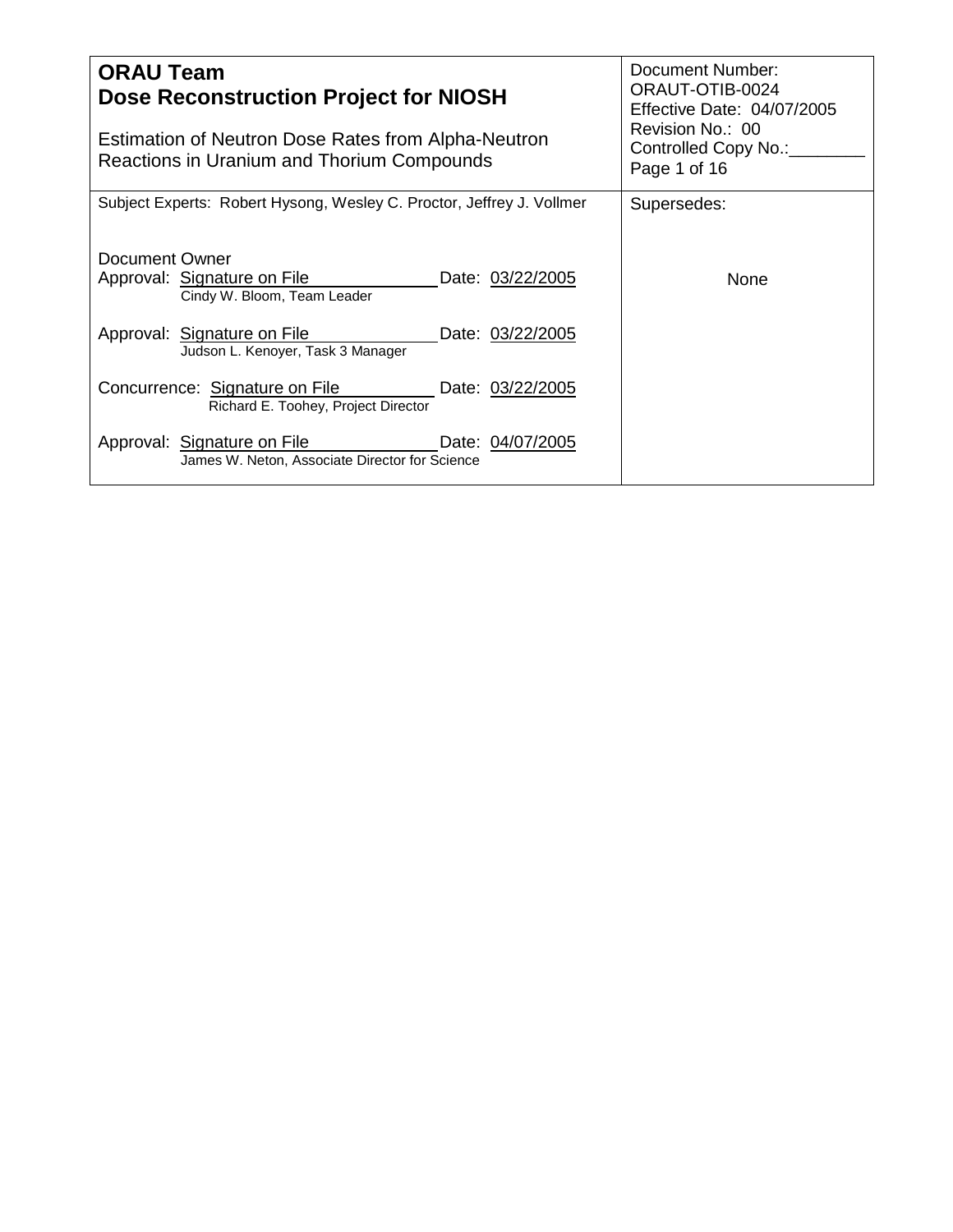| **ORAU Team**<br>**Dose Reconstruction Project for NIOSH**<br><br>Estimation of Neutron Dose Rates from Alpha-Neutron Reactions in Uranium and Thorium Compounds | Document Number:<br>ORAUT-OTIB-0024<br>Effective Date: 04/07/2005<br>Revision No.: 00<br>Controlled Copy No.:________<br>Page 1 of 16 |
|---|---|
| Subject Experts: Robert Hysong, Wesley C. Proctor, Jeffrey J. Vollmer<br><br>Document Owner<br>Approval: Signature on File Date: 03/22/2005<br>Cindy W. Bloom, Team Leader<br><br>Approval: Signature on File Date: 03/22/2005<br>Judson L. Kenoyer, Task 3 Manager<br><br>Concurrence: Signature on File Date: 03/22/2005<br>Richard E. Toohey, Project Director<br><br>Approval: Signature on File Date: 04/07/2005<br>James W. Neton, Associate Director for Science | Supersedes:<br><br>None |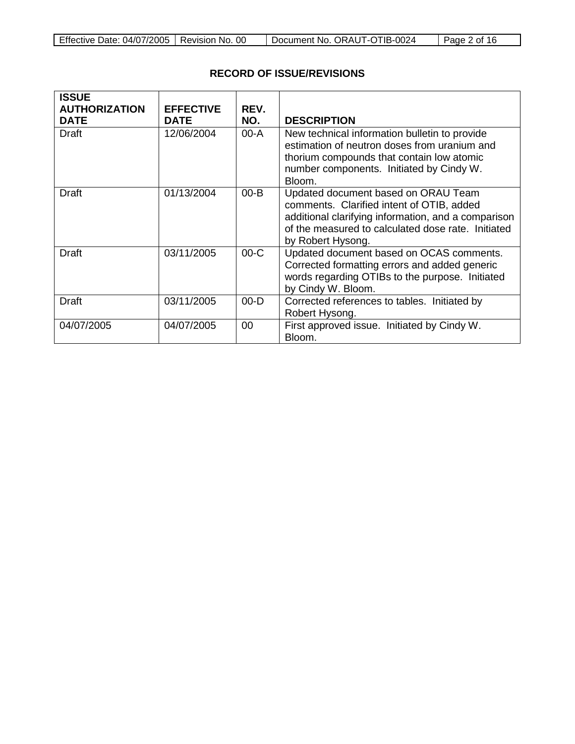## RECORD OF ISSUE/REVISIONS

| ISSUE AUTHORIZATION DATE | EFFECTIVE DATE | REV. NO. | DESCRIPTION |
|---|---|---|---|
| Draft | 12/06/2004 | 00-A | New technical information bulletin to provide estimation of neutron doses from uranium and thorium compounds that contain low atomic number components. Initiated by Cindy W. Bloom. |
| Draft | 01/13/2004 | 00-B | Updated document based on ORAU Team comments. Clarified intent of OTIB, added additional clarifying information, and a comparison of the measured to calculated dose rate. Initiated by Robert Hysong. |
| Draft | 03/11/2005 | 00-C | Updated document based on OCAS comments. Corrected formatting errors and added generic words regarding OTIBs to the purpose. Initiated by Cindy W. Bloom. |
| Draft | 03/11/2005 | 00-D | Corrected references to tables. Initiated by Robert Hysong. |
| 04/07/2005 | 04/07/2005 | 00 | First approved issue. Initiated by Cindy W. Bloom. |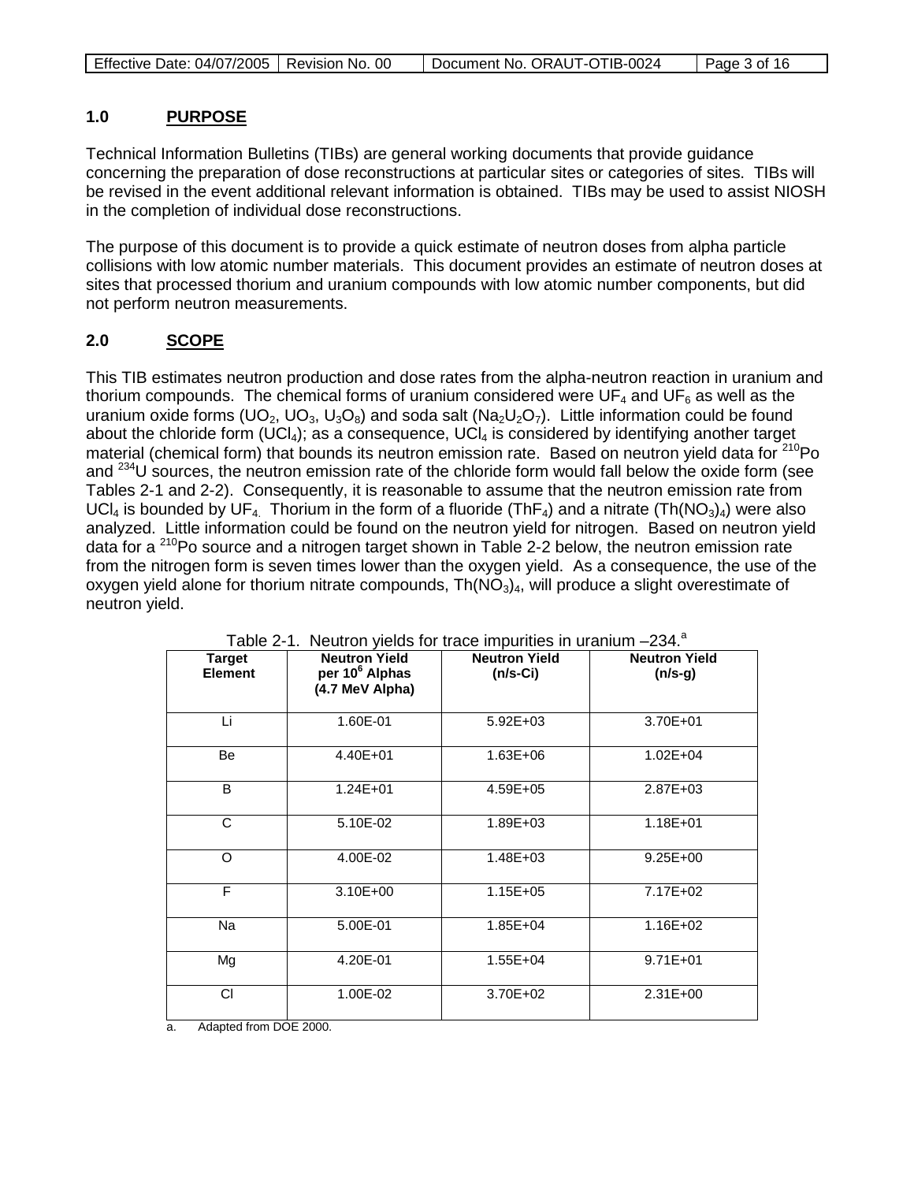## 1.0 PURPOSE

Technical Information Bulletins (TIBs) are general working documents that provide guidance concerning the preparation of dose reconstructions at particular sites or categories of sites. TIBs will be revised in the event additional relevant information is obtained. TIBs may be used to assist NIOSH in the completion of individual dose reconstructions.

The purpose of this document is to provide a quick estimate of neutron doses from alpha particle collisions with low atomic number materials. This document provides an estimate of neutron doses at sites that processed thorium and uranium compounds with low atomic number components, but did not perform neutron measurements.

## 2.0 SCOPE

This TIB estimates neutron production and dose rates from the alpha-neutron reaction in uranium and thorium compounds. The chemical forms of uranium considered were $UF_4$ and $UF_6$ as well as the uranium oxide forms ($UO_2$, $UO_3$, $U_3O_8$) and soda salt ($Na_2U_2O_7$). Little information could be found about the chloride form ($UCl_4$); as a consequence, $UCl_4$ is considered by identifying another target material (chemical form) that bounds its neutron emission rate. Based on neutron yield data for $^{210}$Po and $^{234}$U sources, the neutron emission rate of the chloride form would fall below the oxide form (see Tables 2-1 and 2-2). Consequently, it is reasonable to assume that the neutron emission rate from $UCl_4$ is bounded by $UF_4$. Thorium in the form of a fluoride ($ThF_4$) and a nitrate ($Th(NO_3)_4$) were also analyzed. Little information could be found on the neutron yield for nitrogen. Based on neutron yield data for a $^{210}$Po source and a nitrogen target shown in Table 2-2 below, the neutron emission rate from the nitrogen form is seven times lower than the oxygen yield. As a consequence, the use of the oxygen yield alone for thorium nitrate compounds, $Th(NO_3)_4$, will produce a slight overestimate of neutron yield.

Table 2-1. Neutron yields for trace impurities in uranium –234.[a]

| Target Element | Neutron Yield per $10^6$ Alphas (4.7 MeV Alpha) | Neutron Yield (n/s-Ci) | Neutron Yield (n/s-g) |
|---|---|---|---|
| Li | 1.60E-01 | 5.92E+03 | 3.70E+01 |
| Be | 4.40E+01 | 1.63E+06 | 1.02E+04 |
| B | 1.24E+01 | 4.59E+05 | 2.87E+03 |
| C | 5.10E-02 | 1.89E+03 | 1.18E+01 |
| O | 4.00E-02 | 1.48E+03 | 9.25E+00 |
| F | 3.10E+00 | 1.15E+05 | 7.17E+02 |
| Na | 5.00E-01 | 1.85E+04 | 1.16E+02 |
| Mg | 4.20E-01 | 1.55E+04 | 9.71E+01 |
| Cl | 1.00E-02 | 3.70E+02 | 2.31E+00 |

a. Adapted from DOE 2000.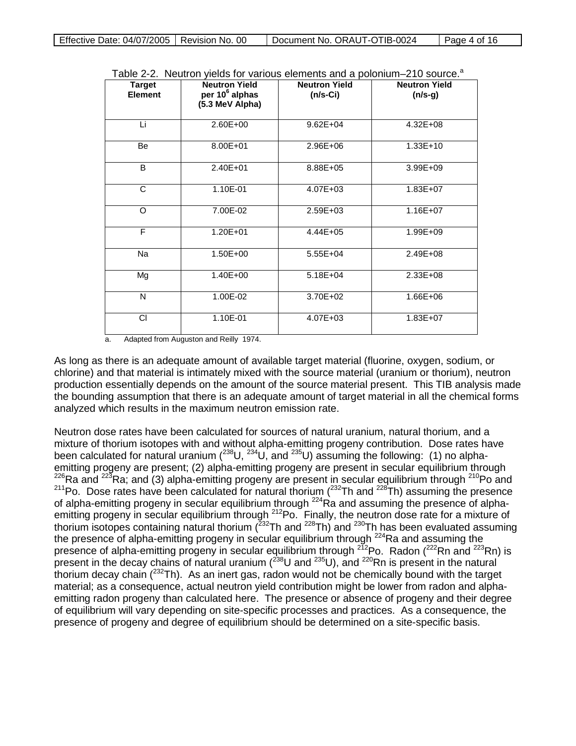Table 2-2. Neutron yields for various elements and a polonium–210 source.[a]

| Target Element | Neutron Yield per $10^6$ alphas (5.3 MeV Alpha) | Neutron Yield (n/s-Ci) | Neutron Yield (n/s-g) |
|---|---|---|---|
| Li | 2.60E+00 | 9.62E+04 | 4.32E+08 |
| Be | 8.00E+01 | 2.96E+06 | 1.33E+10 |
| B | 2.40E+01 | 8.88E+05 | 3.99E+09 |
| C | 1.10E-01 | 4.07E+03 | 1.83E+07 |
| O | 7.00E-02 | 2.59E+03 | 1.16E+07 |
| F | 1.20E+01 | 4.44E+05 | 1.99E+09 |
| Na | 1.50E+00 | 5.55E+04 | 2.49E+08 |
| Mg | 1.40E+00 | 5.18E+04 | 2.33E+08 |
| N | 1.00E-02 | 3.70E+02 | 1.66E+06 |
| Cl | 1.10E-01 | 4.07E+03 | 1.83E+07 |

a. Adapted from Auguston and Reilly 1974.

As long as there is an adequate amount of available target material (fluorine, oxygen, sodium, or chlorine) and that material is intimately mixed with the source material (uranium or thorium), neutron production essentially depends on the amount of the source material present. This TIB analysis made the bounding assumption that there is an adequate amount of target material in all the chemical forms analyzed which results in the maximum neutron emission rate.

Neutron dose rates have been calculated for sources of natural uranium, natural thorium, and a mixture of thorium isotopes with and without alpha-emitting progeny contribution. Dose rates have been calculated for natural uranium ($^{238}$U, $^{234}$U, and $^{235}$U) assuming the following: (1) no alpha-emitting progeny are present; (2) alpha-emitting progeny are present in secular equilibrium through $^{226}$Ra and $^{223}$Ra; and (3) alpha-emitting progeny are present in secular equilibrium through $^{210}$Po and $^{211}$Po. Dose rates have been calculated for natural thorium ($^{232}$Th and $^{228}$Th) assuming the presence of alpha-emitting progeny in secular equilibrium through $^{224}$Ra and assuming the presence of alpha-emitting progeny in secular equilibrium through $^{212}$Po. Finally, the neutron dose rate for a mixture of thorium isotopes containing natural thorium ($^{232}$Th and $^{228}$Th) and $^{230}$Th has been evaluated assuming the presence of alpha-emitting progeny in secular equilibrium through $^{224}$Ra and assuming the presence of alpha-emitting progeny in secular equilibrium through $^{212}$Po. Radon ($^{222}$Rn and $^{223}$Rn) is present in the decay chains of natural uranium ($^{238}$U and $^{235}$U), and $^{220}$Rn is present in the natural thorium decay chain ($^{232}$Th). As an inert gas, radon would not be chemically bound with the target material; as a consequence, actual neutron yield contribution might be lower from radon and alpha-emitting radon progeny than calculated here. The presence or absence of progeny and their degree of equilibrium will vary depending on site-specific processes and practices. As a consequence, the presence of progeny and degree of equilibrium should be determined on a site-specific basis.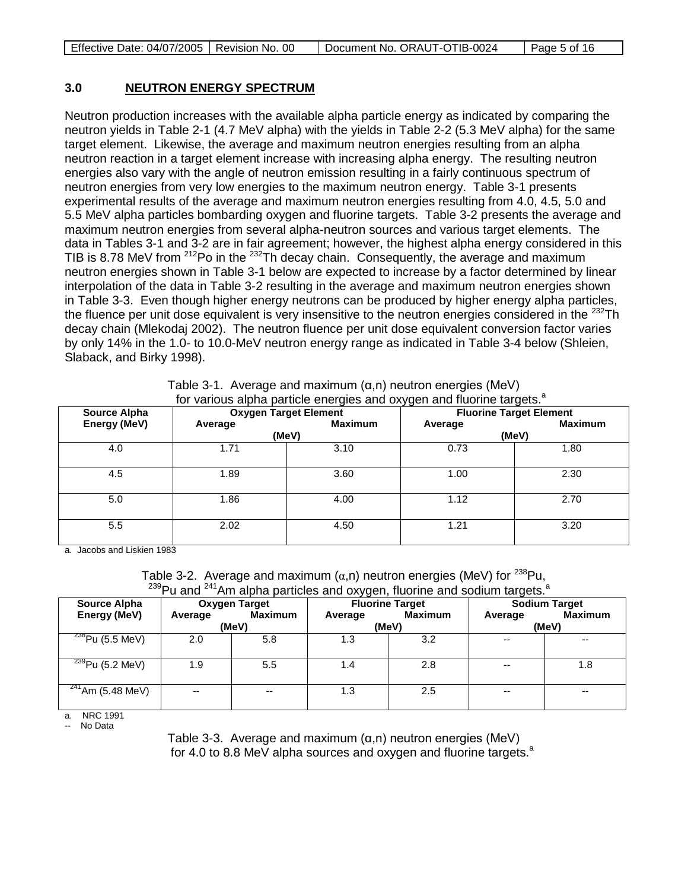## 3.0 NEUTRON ENERGY SPECTRUM

Neutron production increases with the available alpha particle energy as indicated by comparing the neutron yields in Table 2-1 (4.7 MeV alpha) with the yields in Table 2-2 (5.3 MeV alpha) for the same target element. Likewise, the average and maximum neutron energies resulting from an alpha neutron reaction in a target element increase with increasing alpha energy. The resulting neutron energies also vary with the angle of neutron emission resulting in a fairly continuous spectrum of neutron energies from very low energies to the maximum neutron energy. Table 3-1 presents experimental results of the average and maximum neutron energies resulting from 4.0, 4.5, 5.0 and 5.5 MeV alpha particles bombarding oxygen and fluorine targets. Table 3-2 presents the average and maximum neutron energies from several alpha-neutron sources and various target elements. The data in Tables 3-1 and 3-2 are in fair agreement; however, the highest alpha energy considered in this TIB is 8.78 MeV from $^{212}$Po in the $^{232}$Th decay chain. Consequently, the average and maximum neutron energies shown in Table 3-1 below are expected to increase by a factor determined by linear interpolation of the data in Table 3-2 resulting in the average and maximum neutron energies shown in Table 3-3. Even though higher energy neutrons can be produced by higher energy alpha particles, the fluence per unit dose equivalent is very insensitive to the neutron energies considered in the $^{232}$Th decay chain (Mlekodaj 2002). The neutron fluence per unit dose equivalent conversion factor varies by only 14% in the 1.0- to 10.0-MeV neutron energy range as indicated in Table 3-4 below (Shleien, Slaback, and Birky 1998).

Table 3-1. Average and maximum (α,n) neutron energies (MeV) for various alpha particle energies and oxygen and fluorine targets.[a]

| Source Alpha Energy (MeV) | Oxygen Target Element (MeV) | | Fluorine Target Element (MeV) | |
|---|---|---|---|---|
| | Average | Maximum | Average | Maximum |
| 4.0 | 1.71 | 3.10 | 0.73 | 1.80 |
| 4.5 | 1.89 | 3.60 | 1.00 | 2.30 |
| 5.0 | 1.86 | 4.00 | 1.12 | 2.70 |
| 5.5 | 2.02 | 4.50 | 1.21 | 3.20 |

a. Jacobs and Liskien 1983

Table 3-2. Average and maximum (α,n) neutron energies (MeV) for $^{238}$Pu, $^{239}$Pu and $^{241}$Am alpha particles and oxygen, fluorine and sodium targets.[a]

| Source Alpha Energy (MeV) | Oxygen Target (MeV) | | Fluorine Target (MeV) | | Sodium Target (MeV) | |
|---|---|---|---|---|---|---|
| | Average | Maximum | Average | Maximum | Average | Maximum |
| $^{238}$Pu (5.5 MeV) | 2.0 | 5.8 | 1.3 | 3.2 | -- | -- |
| $^{239}$Pu (5.2 MeV) | 1.9 | 5.5 | 1.4 | 2.8 | -- | 1.8 |
| $^{241}$Am (5.48 MeV) | -- | -- | 1.3 | 2.5 | -- | -- |

a. NRC 1991
-- No Data

Table 3-3. Average and maximum (α,n) neutron energies (MeV) for 4.0 to 8.8 MeV alpha sources and oxygen and fluorine targets.[a]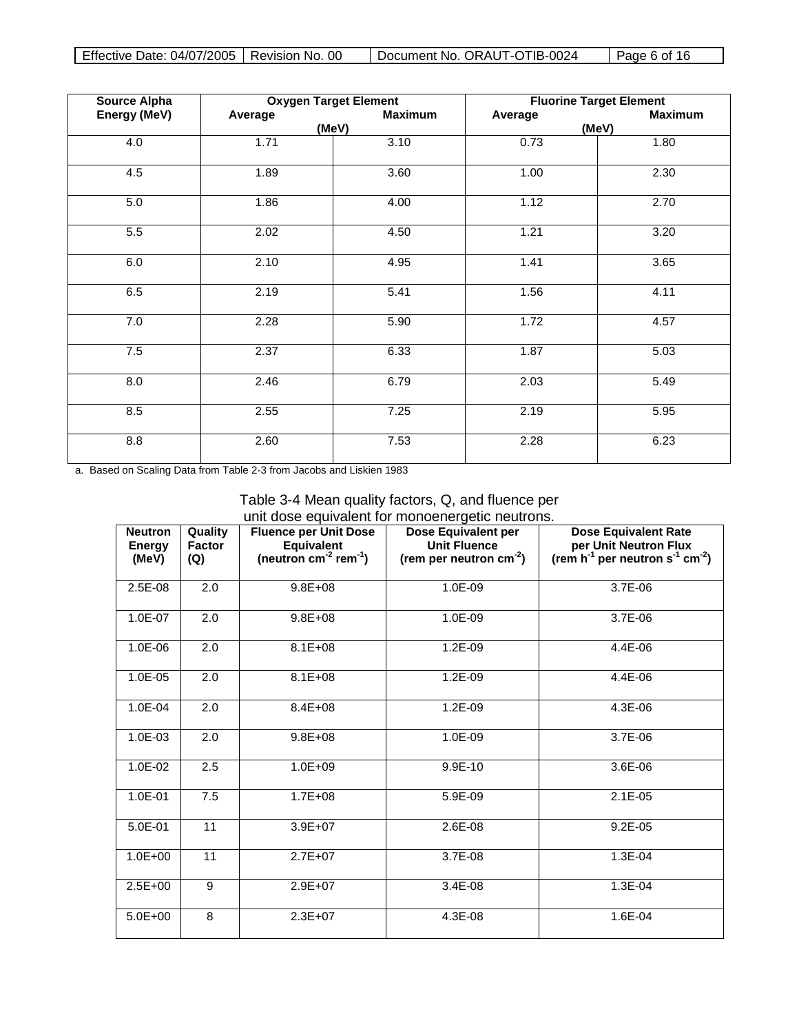| Source Alpha Energy (MeV) | Oxygen Target Element Average (MeV) | Oxygen Target Element Maximum (MeV) | Fluorine Target Element Average (MeV) | Fluorine Target Element Maximum (MeV) |
|---|---|---|---|---|
| 4.0 | 1.71 | 3.10 | 0.73 | 1.80 |
| 4.5 | 1.89 | 3.60 | 1.00 | 2.30 |
| 5.0 | 1.86 | 4.00 | 1.12 | 2.70 |
| 5.5 | 2.02 | 4.50 | 1.21 | 3.20 |
| 6.0 | 2.10 | 4.95 | 1.41 | 3.65 |
| 6.5 | 2.19 | 5.41 | 1.56 | 4.11 |
| 7.0 | 2.28 | 5.90 | 1.72 | 4.57 |
| 7.5 | 2.37 | 6.33 | 1.87 | 5.03 |
| 8.0 | 2.46 | 6.79 | 2.03 | 5.49 |
| 8.5 | 2.55 | 7.25 | 2.19 | 5.95 |
| 8.8 | 2.60 | 7.53 | 2.28 | 6.23 |

a. Based on Scaling Data from Table 2-3 from Jacobs and Liskien 1983

Table 3-4 Mean quality factors, Q, and fluence per unit dose equivalent for monoenergetic neutrons.

| Neutron Energy (MeV) | Quality Factor (Q) | Fluence per Unit Dose Equivalent (neutron $cm^{-2}$ $rem^{-1}$) | Dose Equivalent per Unit Fluence (rem per neutron $cm^{-2}$) | Dose Equivalent Rate per Unit Neutron Flux (rem $h^{-1}$ per neutron $s^{-1}$ $cm^{-2}$) |
|---|---|---|---|---|
| 2.5E-08 | 2.0 | 9.8E+08 | 1.0E-09 | 3.7E-06 |
| 1.0E-07 | 2.0 | 9.8E+08 | 1.0E-09 | 3.7E-06 |
| 1.0E-06 | 2.0 | 8.1E+08 | 1.2E-09 | 4.4E-06 |
| 1.0E-05 | 2.0 | 8.1E+08 | 1.2E-09 | 4.4E-06 |
| 1.0E-04 | 2.0 | 8.4E+08 | 1.2E-09 | 4.3E-06 |
| 1.0E-03 | 2.0 | 9.8E+08 | 1.0E-09 | 3.7E-06 |
| 1.0E-02 | 2.5 | 1.0E+09 | 9.9E-10 | 3.6E-06 |
| 1.0E-01 | 7.5 | 1.7E+08 | 5.9E-09 | 2.1E-05 |
| 5.0E-01 | 11 | 3.9E+07 | 2.6E-08 | 9.2E-05 |
| 1.0E+00 | 11 | 2.7E+07 | 3.7E-08 | 1.3E-04 |
| 2.5E+00 | 9 | 2.9E+07 | 3.4E-08 | 1.3E-04 |
| 5.0E+00 | 8 | 2.3E+07 | 4.3E-08 | 1.6E-04 |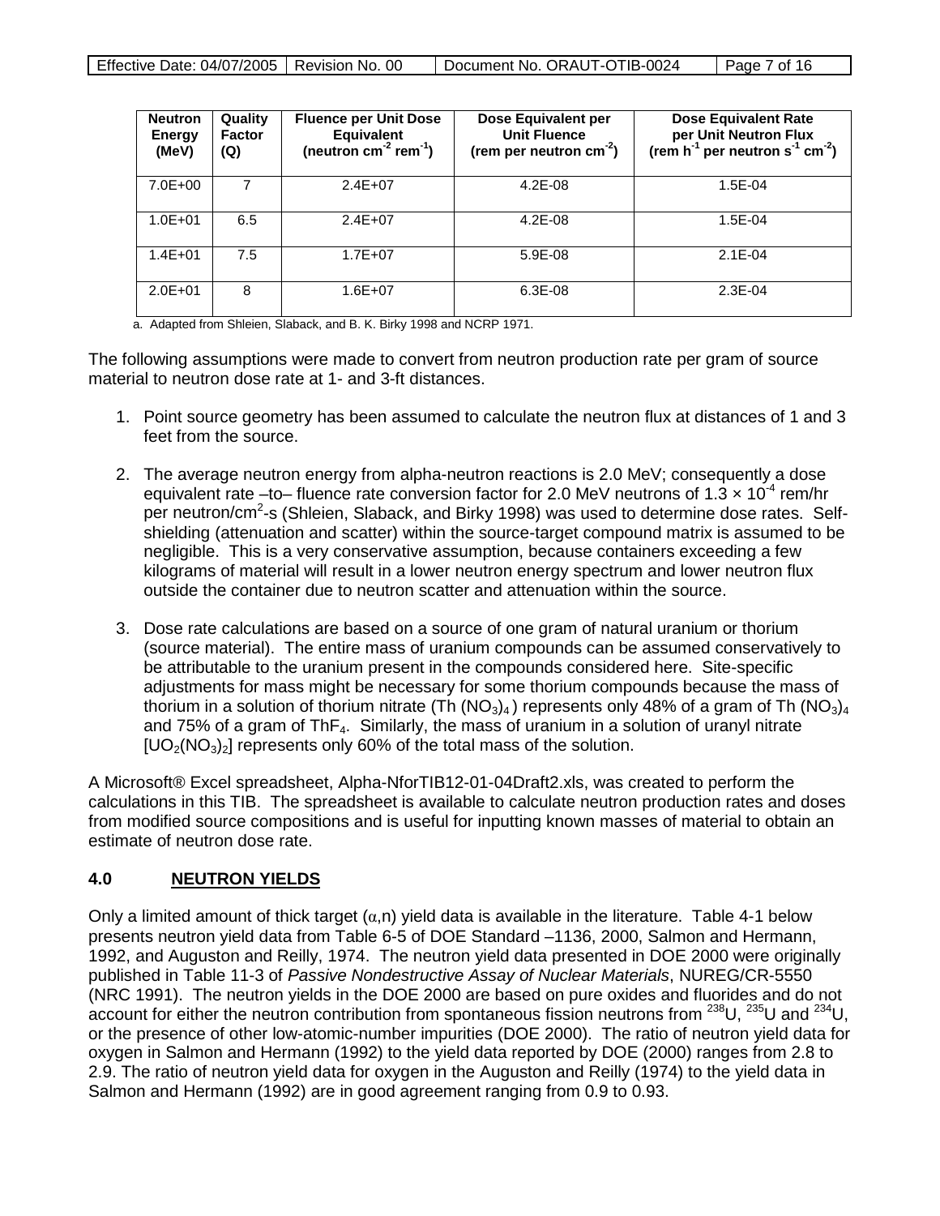| Neutron Energy (MeV) | Quality Factor (Q) | Fluence per Unit Dose Equivalent (neutron $cm^{-2}$ $rem^{-1}$) | Dose Equivalent per Unit Fluence (rem per neutron $cm^{-2}$) | Dose Equivalent Rate per Unit Neutron Flux (rem $h^{-1}$ per neutron $s^{-1}$ $cm^{-2}$) |
|---|---|---|---|---|
| 7.0E+00 | 7 | 2.4E+07 | 4.2E-08 | 1.5E-04 |
| 1.0E+01 | 6.5 | 2.4E+07 | 4.2E-08 | 1.5E-04 |
| 1.4E+01 | 7.5 | 1.7E+07 | 5.9E-08 | 2.1E-04 |
| 2.0E+01 | 8 | 1.6E+07 | 6.3E-08 | 2.3E-04 |

a. Adapted from Shleien, Slaback, and B. K. Birky 1998 and NCRP 1971.

The following assumptions were made to convert from neutron production rate per gram of source material to neutron dose rate at 1- and 3-ft distances.

1. Point source geometry has been assumed to calculate the neutron flux at distances of 1 and 3 feet from the source.

2. The average neutron energy from alpha-neutron reactions is 2.0 MeV; consequently a dose equivalent rate –to– fluence rate conversion factor for 2.0 MeV neutrons of $1.3 \times 10^{-4}$ rem/hr per neutron/$cm^2$-s (Shleien, Slaback, and Birky 1998) was used to determine dose rates. Self-shielding (attenuation and scatter) within the source-target compound matrix is assumed to be negligible. This is a very conservative assumption, because containers exceeding a few kilograms of material will result in a lower neutron energy spectrum and lower neutron flux outside the container due to neutron scatter and attenuation within the source.

3. Dose rate calculations are based on a source of one gram of natural uranium or thorium (source material). The entire mass of uranium compounds can be assumed conservatively to be attributable to the uranium present in the compounds considered here. Site-specific adjustments for mass might be necessary for some thorium compounds because the mass of thorium in a solution of thorium nitrate ($Th(NO_3)_4$) represents only 48% of a gram of $Th(NO_3)_4$ and 75% of a gram of $ThF_4$. Similarly, the mass of uranium in a solution of uranyl nitrate [$UO_2(NO_3)_2$] represents only 60% of the total mass of the solution.

A Microsoft® Excel spreadsheet, Alpha-NforTIB12-01-04Draft2.xls, was created to perform the calculations in this TIB. The spreadsheet is available to calculate neutron production rates and doses from modified source compositions and is useful for inputting known masses of material to obtain an estimate of neutron dose rate.

## 4.0 NEUTRON YIELDS

Only a limited amount of thick target ($\alpha$,n) yield data is available in the literature. Table 4-1 below presents neutron yield data from Table 6-5 of DOE Standard –1136, 2000, Salmon and Hermann, 1992, and Auguston and Reilly, 1974. The neutron yield data presented in DOE 2000 were originally published in Table 11-3 of *Passive Nondestructive Assay of Nuclear Materials*, NUREG/CR-5550 (NRC 1991). The neutron yields in the DOE 2000 are based on pure oxides and fluorides and do not account for either the neutron contribution from spontaneous fission neutrons from $^{238}U$, $^{235}U$ and $^{234}U$, or the presence of other low-atomic-number impurities (DOE 2000). The ratio of neutron yield data for oxygen in Salmon and Hermann (1992) to the yield data reported by DOE (2000) ranges from 2.8 to 2.9. The ratio of neutron yield data for oxygen in the Auguston and Reilly (1974) to the yield data in Salmon and Hermann (1992) are in good agreement ranging from 0.9 to 0.93.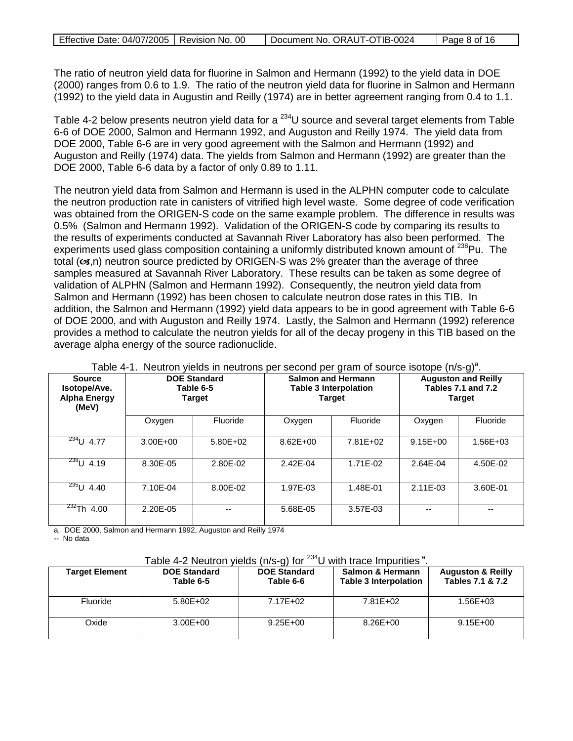The ratio of neutron yield data for fluorine in Salmon and Hermann (1992) to the yield data in DOE (2000) ranges from 0.6 to 1.9. The ratio of the neutron yield data for fluorine in Salmon and Hermann (1992) to the yield data in Augustin and Reilly (1974) are in better agreement ranging from 0.4 to 1.1.

Table 4-2 below presents neutron yield data for a $^{234}U$ source and several target elements from Table 6-6 of DOE 2000, Salmon and Hermann 1992, and Auguston and Reilly 1974. The yield data from DOE 2000, Table 6-6 are in very good agreement with the Salmon and Hermann (1992) and Auguston and Reilly (1974) data. The yields from Salmon and Hermann (1992) are greater than the DOE 2000, Table 6-6 data by a factor of only 0.89 to 1.11.

The neutron yield data from Salmon and Hermann is used in the ALPHN computer code to calculate the neutron production rate in canisters of vitrified high level waste. Some degree of code verification was obtained from the ORIGEN-S code on the same example problem. The difference in results was 0.5% (Salmon and Hermann 1992). Validation of the ORIGEN-S code by comparing its results to the results of experiments conducted at Savannah River Laboratory has also been performed. The experiments used glass composition containing a uniformly distributed known amount of $^{238}Pu$. The total ($\alpha$,n) neutron source predicted by ORIGEN-S was 2% greater than the average of three samples measured at Savannah River Laboratory. These results can be taken as some degree of validation of ALPHN (Salmon and Hermann 1992). Consequently, the neutron yield data from Salmon and Hermann (1992) has been chosen to calculate neutron dose rates in this TIB. In addition, the Salmon and Hermann (1992) yield data appears to be in good agreement with Table 6-6 of DOE 2000, and with Auguston and Reilly 1974. Lastly, the Salmon and Hermann (1992) reference provides a method to calculate the neutron yields for all of the decay progeny in this TIB based on the average alpha energy of the source radionuclide.

Table 4-1. Neutron yields in neutrons per second per gram of source isotope (n/s-g)[a].

| Source Isotope/Ave. Alpha Energy (MeV) | DOE Standard Table 6-5 Target | | Salmon and Hermann Table 3 Interpolation Target | | Auguston and Reilly Tables 7.1 and 7.2 Target | |
|---|---|---|---|---|---|---|
| | Oxygen | Fluoride | Oxygen | Fluoride | Oxygen | Fluoride |
| $^{234}U$ 4.77 | 3.00E+00 | 5.80E+02 | 8.62E+00 | 7.81E+02 | 9.15E+00 | 1.56E+03 |
| $^{238}U$ 4.19 | 8.30E-05 | 2.80E-02 | 2.42E-04 | 1.71E-02 | 2.64E-04 | 4.50E-02 |
| $^{235}U$ 4.40 | 7.10E-04 | 8.00E-02 | 1.97E-03 | 1.48E-01 | 2.11E-03 | 3.60E-01 |
| $^{232}Th$ 4.00 | 2.20E-05 | -- | 5.68E-05 | 3.57E-03 | -- | -- |

a. DOE 2000, Salmon and Hermann 1992, Auguston and Reilly 1974
-- No data

Table 4-2 Neutron yields (n/s-g) for $^{234}U$ with trace Impurities [a].

| Target Element | DOE Standard Table 6-5 | DOE Standard Table 6-6 | Salmon & Hermann Table 3 Interpolation | Auguston & Reilly Tables 7.1 & 7.2 |
|---|---|---|---|---|
| Fluoride | 5.80E+02 | 7.17E+02 | 7.81E+02 | 1.56E+03 |
| Oxide | 3.00E+00 | 9.25E+00 | 8.26E+00 | 9.15E+00 |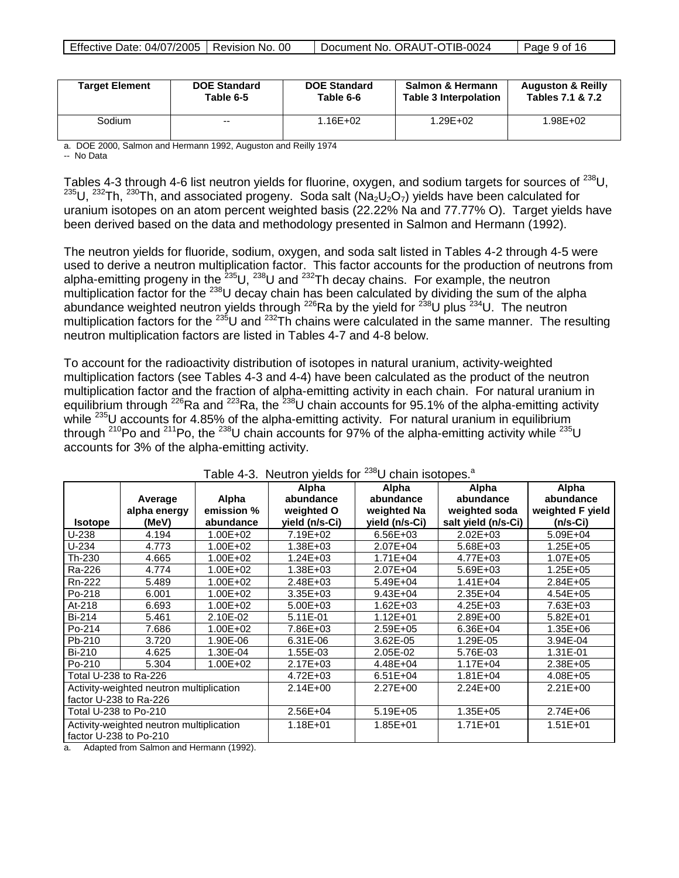| Target Element | DOE Standard Table 6-5 | DOE Standard Table 6-6 | Salmon & Hermann Table 3 Interpolation | Auguston & Reilly Tables 7.1 & 7.2 |
|---|---|---|---|---|
| Sodium | -- | 1.16E+02 | 1.29E+02 | 1.98E+02 |

a. DOE 2000, Salmon and Hermann 1992, Auguston and Reilly 1974

-- No Data

Tables 4-3 through 4-6 list neutron yields for fluorine, oxygen, and sodium targets for sources of $^{238}U$, $^{235}U$, $^{232}Th$, $^{230}Th$, and associated progeny. Soda salt ($Na_2U_2O_7$) yields have been calculated for uranium isotopes on an atom percent weighted basis (22.22% Na and 77.77% O). Target yields have been derived based on the data and methodology presented in Salmon and Hermann (1992).

The neutron yields for fluoride, sodium, oxygen, and soda salt listed in Tables 4-2 through 4-5 were used to derive a neutron multiplication factor. This factor accounts for the production of neutrons from alpha-emitting progeny in the $^{235}U$, $^{238}U$ and $^{232}Th$ decay chains. For example, the neutron multiplication factor for the $^{238}U$ decay chain has been calculated by dividing the sum of the alpha abundance weighted neutron yields through $^{226}Ra$ by the yield for $^{238}U$ plus $^{234}U$. The neutron multiplication factors for the $^{235}U$ and $^{232}Th$ chains were calculated in the same manner. The resulting neutron multiplication factors are listed in Tables 4-7 and 4-8 below.

To account for the radioactivity distribution of isotopes in natural uranium, activity-weighted multiplication factors (see Tables 4-3 and 4-4) have been calculated as the product of the neutron multiplication factor and the fraction of alpha-emitting activity in each chain. For natural uranium in equilibrium through $^{226}Ra$ and $^{223}Ra$, the $^{238}U$ chain accounts for 95.1% of the alpha-emitting activity while $^{235}U$ accounts for 4.85% of the alpha-emitting activity. For natural uranium in equilibrium through $^{210}Po$ and $^{211}Po$, the $^{238}U$ chain accounts for 97% of the alpha-emitting activity while $^{235}U$ accounts for 3% of the alpha-emitting activity.

Table 4-3. Neutron yields for $^{238}U$ chain isotopes.[a]

| Isotope | Average alpha energy (MeV) | Alpha emission % abundance | Alpha abundance weighted O yield (n/s-Ci) | Alpha abundance weighted Na yield (n/s-Ci) | Alpha abundance weighted soda salt yield (n/s-Ci) | Alpha abundance weighted F yield (n/s-Ci) |
|---|---|---|---|---|---|---|
| U-238 | 4.194 | 1.00E+02 | 7.19E+02 | 6.56E+03 | 2.02E+03 | 5.09E+04 |
| U-234 | 4.773 | 1.00E+02 | 1.38E+03 | 2.07E+04 | 5.68E+03 | 1.25E+05 |
| Th-230 | 4.665 | 1.00E+02 | 1.24E+03 | 1.71E+04 | 4.77E+03 | 1.07E+05 |
| Ra-226 | 4.774 | 1.00E+02 | 1.38E+03 | 2.07E+04 | 5.69E+03 | 1.25E+05 |
| Rn-222 | 5.489 | 1.00E+02 | 2.48E+03 | 5.49E+04 | 1.41E+04 | 2.84E+05 |
| Po-218 | 6.001 | 1.00E+02 | 3.35E+03 | 9.43E+04 | 2.35E+04 | 4.54E+05 |
| At-218 | 6.693 | 1.00E+02 | 5.00E+03 | 1.62E+03 | 4.25E+03 | 7.63E+03 |
| Bi-214 | 5.461 | 2.10E-02 | 5.11E-01 | 1.12E+01 | 2.89E+00 | 5.82E+01 |
| Po-214 | 7.686 | 1.00E+02 | 7.86E+03 | 2.59E+05 | 6.36E+04 | 1.35E+06 |
| Pb-210 | 3.720 | 1.90E-06 | 6.31E-06 | 3.62E-05 | 1.29E-05 | 3.94E-04 |
| Bi-210 | 4.625 | 1.30E-04 | 1.55E-03 | 2.05E-02 | 5.76E-03 | 1.31E-01 |
| Po-210 | 5.304 | 1.00E+02 | 2.17E+03 | 4.48E+04 | 1.17E+04 | 2.38E+05 |
| Total U-238 to Ra-226 | | | 4.72E+03 | 6.51E+04 | 1.81E+04 | 4.08E+05 |
| Activity-weighted neutron multiplication factor U-238 to Ra-226 | | | 2.14E+00 | 2.27E+00 | 2.24E+00 | 2.21E+00 |
| Total U-238 to Po-210 | | | 2.56E+04 | 5.19E+05 | 1.35E+05 | 2.74E+06 |
| Activity-weighted neutron multiplication factor U-238 to Po-210 | | | 1.18E+01 | 1.85E+01 | 1.71E+01 | 1.51E+01 |

a. Adapted from Salmon and Hermann (1992).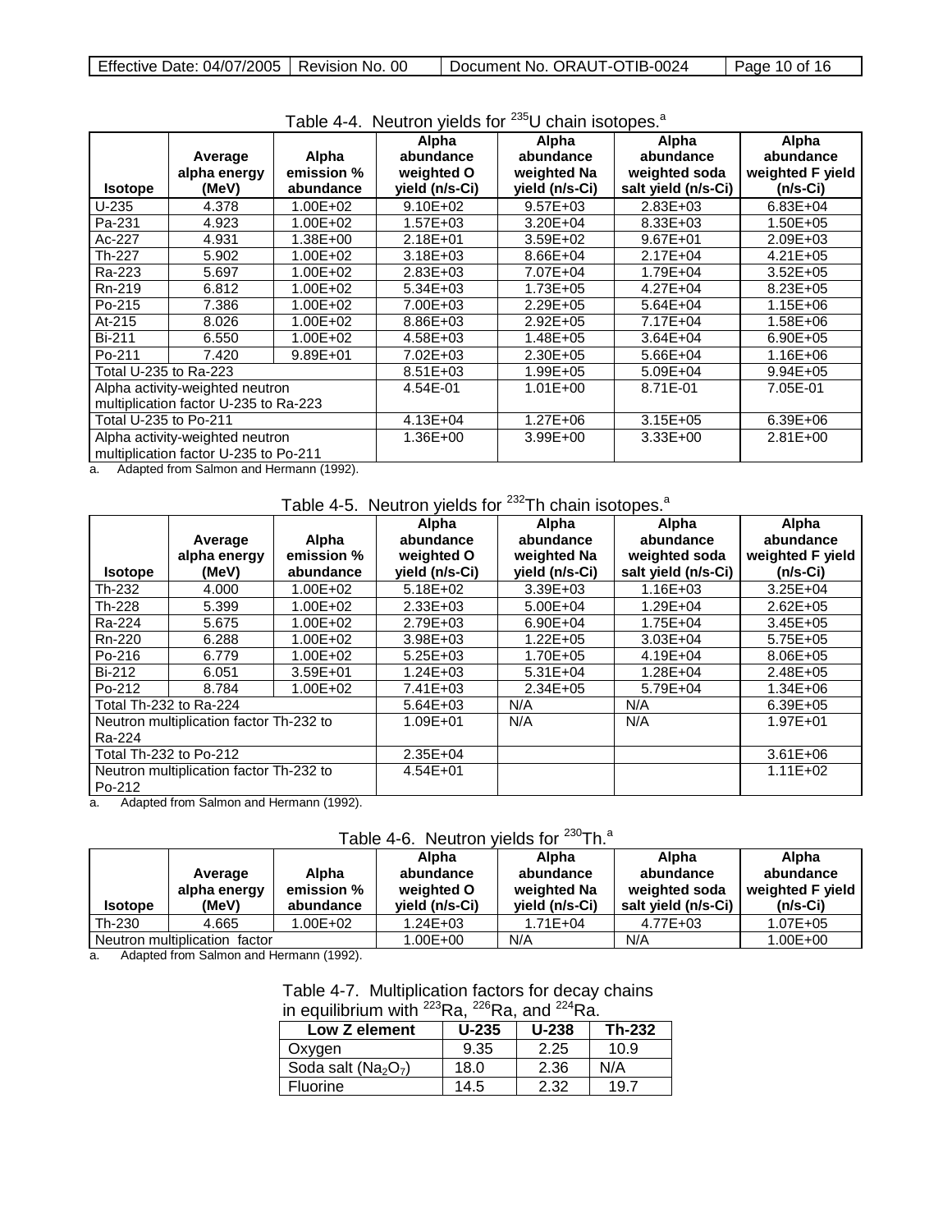Table 4-4. Neutron yields for $^{235}$U chain isotopes.[a]

| Isotope | Average alpha energy (MeV) | Alpha emission % | Alpha abundance weighted O yield (n/s-Ci) | Alpha abundance weighted Na yield (n/s-Ci) | Alpha abundance weighted soda salt yield (n/s-Ci) | Alpha abundance weighted F yield (n/s-Ci) |
|---|---|---|---|---|---|---|
| U-235 | 4.378 | 1.00E+02 | 9.10E+02 | 9.57E+03 | 2.83E+03 | 6.83E+04 |
| Pa-231 | 4.923 | 1.00E+02 | 1.57E+03 | 3.20E+04 | 8.33E+03 | 1.50E+05 |
| Ac-227 | 4.931 | 1.38E+00 | 2.18E+01 | 3.59E+02 | 9.67E+01 | 2.09E+03 |
| Th-227 | 5.902 | 1.00E+02 | 3.18E+03 | 8.66E+04 | 2.17E+04 | 4.21E+05 |
| Ra-223 | 5.697 | 1.00E+02 | 2.83E+03 | 7.07E+04 | 1.79E+04 | 3.52E+05 |
| Rn-219 | 6.812 | 1.00E+02 | 5.34E+03 | 1.73E+05 | 4.27E+04 | 8.23E+05 |
| Po-215 | 7.386 | 1.00E+02 | 7.00E+03 | 2.29E+05 | 5.64E+04 | 1.15E+06 |
| At-215 | 8.026 | 1.00E+02 | 8.86E+03 | 2.92E+05 | 7.17E+04 | 1.58E+06 |
| Bi-211 | 6.550 | 1.00E+02 | 4.58E+03 | 1.48E+05 | 3.64E+04 | 6.90E+05 |
| Po-211 | 7.420 | 9.89E+01 | 7.02E+03 | 2.30E+05 | 5.66E+04 | 1.16E+06 |
| Total U-235 to Ra-223 | | | 8.51E+03 | 1.99E+05 | 5.09E+04 | 9.94E+05 |
| Alpha activity-weighted neutron multiplication factor U-235 to Ra-223 | | | 4.54E-01 | 1.01E+00 | 8.71E-01 | 7.05E-01 |
| Total U-235 to Po-211 | | | 4.13E+04 | 1.27E+06 | 3.15E+05 | 6.39E+06 |
| Alpha activity-weighted neutron multiplication factor U-235 to Po-211 | | | 1.36E+00 | 3.99E+00 | 3.33E+00 | 2.81E+00 |

a. Adapted from Salmon and Hermann (1992).

Table 4-5. Neutron yields for $^{232}$Th chain isotopes.[a]

| Isotope | Average alpha energy (MeV) | Alpha emission % abundance | Alpha abundance weighted O yield (n/s-Ci) | Alpha abundance weighted Na yield (n/s-Ci) | Alpha abundance weighted soda salt yield (n/s-Ci) | Alpha abundance weighted F yield (n/s-Ci) |
|---|---|---|---|---|---|---|
| Th-232 | 4.000 | 1.00E+02 | 5.18E+02 | 3.39E+03 | 1.16E+03 | 3.25E+04 |
| Th-228 | 5.399 | 1.00E+02 | 2.33E+03 | 5.00E+04 | 1.29E+04 | 2.62E+05 |
| Ra-224 | 5.675 | 1.00E+02 | 2.79E+03 | 6.90E+04 | 1.75E+04 | 3.45E+05 |
| Rn-220 | 6.288 | 1.00E+02 | 3.98E+03 | 1.22E+05 | 3.03E+04 | 5.75E+05 |
| Po-216 | 6.779 | 1.00E+02 | 5.25E+03 | 1.70E+05 | 4.19E+04 | 8.06E+05 |
| Bi-212 | 6.051 | 3.59E+01 | 1.24E+03 | 5.31E+04 | 1.28E+04 | 2.48E+05 |
| Po-212 | 8.784 | 1.00E+02 | 7.41E+03 | 2.34E+05 | 5.79E+04 | 1.34E+06 |
| Total Th-232 to Ra-224 | | | 5.64E+03 | N/A | N/A | 6.39E+05 |
| Neutron multiplication factor Th-232 to Ra-224 | | | 1.09E+01 | N/A | N/A | 1.97E+01 |
| Total Th-232 to Po-212 | | | 2.35E+04 | | | 3.61E+06 |
| Neutron multiplication factor Th-232 to Po-212 | | | 4.54E+01 | | | 1.11E+02 |

a. Adapted from Salmon and Hermann (1992).

Table 4-6. Neutron yields for $^{230}$Th.[a]

| Isotope | Average alpha energy (MeV) | Alpha emission % abundance | Alpha abundance weighted O yield (n/s-Ci) | Alpha abundance weighted Na yield (n/s-Ci) | Alpha abundance weighted soda salt yield (n/s-Ci) | Alpha abundance weighted F yield (n/s-Ci) |
|---|---|---|---|---|---|---|
| Th-230 | 4.665 | 1.00E+02 | 1.24E+03 | 1.71E+04 | 4.77E+03 | 1.07E+05 |
| Neutron multiplication factor | | | 1.00E+00 | N/A | N/A | 1.00E+00 |

a. Adapted from Salmon and Hermann (1992).

Table 4-7. Multiplication factors for decay chains in equilibrium with $^{223}$Ra, $^{226}$Ra, and $^{224}$Ra.

| Low Z element | U-235 | U-238 | Th-232 |
|---|---|---|---|
| Oxygen | 9.35 | 2.25 | 10.9 |
| Soda salt ($Na_2O_7$) | 18.0 | 2.36 | N/A |
| Fluorine | 14.5 | 2.32 | 19.7 |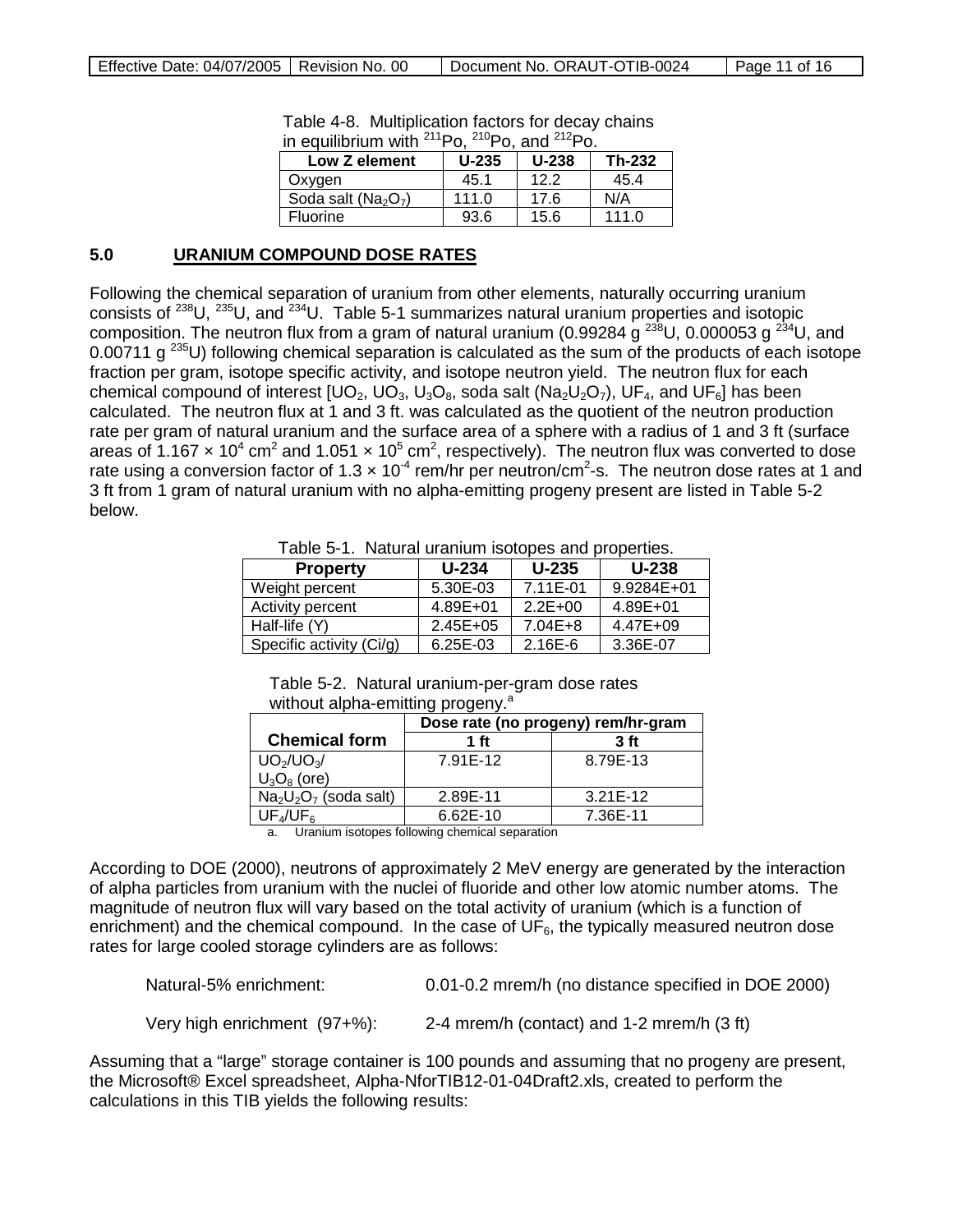Table 4-8. Multiplication factors for decay chains in equilibrium with $^{211}Po$, $^{210}Po$, and $^{212}Po$.

| Low Z element | U-235 | U-238 | Th-232 |
|---|---|---|---|
| Oxygen | 45.1 | 12.2 | 45.4 |
| Soda salt ($Na_2O_7$) | 111.0 | 17.6 | N/A |
| Fluorine | 93.6 | 15.6 | 111.0 |

## 5.0 URANIUM COMPOUND DOSE RATES

Following the chemical separation of uranium from other elements, naturally occurring uranium consists of $^{238}U$, $^{235}U$, and $^{234}U$. Table 5-1 summarizes natural uranium properties and isotopic composition. The neutron flux from a gram of natural uranium (0.99284 g $^{238}U$, 0.000053 g $^{234}U$, and 0.00711 g $^{235}U$) following chemical separation is calculated as the sum of the products of each isotope fraction per gram, isotope specific activity, and isotope neutron yield. The neutron flux for each chemical compound of interest [$UO_2$, $UO_3$, $U_3O_8$, soda salt ($Na_2U_2O_7$), $UF_4$, and $UF_6$] has been calculated. The neutron flux at 1 and 3 ft. was calculated as the quotient of the neutron production rate per gram of natural uranium and the surface area of a sphere with a radius of 1 and 3 ft (surface areas of $1.167 \times 10^4$ cm$^2$ and $1.051 \times 10^5$ cm$^2$, respectively). The neutron flux was converted to dose rate using a conversion factor of $1.3 \times 10^{-4}$ rem/hr per neutron/cm$^2$-s. The neutron dose rates at 1 and 3 ft from 1 gram of natural uranium with no alpha-emitting progeny present are listed in Table 5-2 below.

Table 5-1. Natural uranium isotopes and properties.

| Property | U-234 | U-235 | U-238 |
|---|---|---|---|
| Weight percent | 5.30E-03 | 7.11E-01 | 9.9284E+01 |
| Activity percent | 4.89E+01 | 2.2E+00 | 4.89E+01 |
| Half-life (Y) | 2.45E+05 | 7.04E+8 | 4.47E+09 |
| Specific activity (Ci/g) | 6.25E-03 | 2.16E-6 | 3.36E-07 |

Table 5-2. Natural uranium-per-gram dose rates without alpha-emitting progeny.[a]

| | Dose rate (no progeny) rem/hr-gram | |
|---|---|---|
| **Chemical form** | **1 ft** | **3 ft** |
| $UO_2$/$UO_3$/ $U_3O_8$ (ore) | 7.91E-12 | 8.79E-13 |
| $Na_2U_2O_7$ (soda salt) | 2.89E-11 | 3.21E-12 |
| $UF_4$/$UF_6$ | 6.62E-10 | 7.36E-11 |

a. Uranium isotopes following chemical separation

According to DOE (2000), neutrons of approximately 2 MeV energy are generated by the interaction of alpha particles from uranium with the nuclei of fluoride and other low atomic number atoms. The magnitude of neutron flux will vary based on the total activity of uranium (which is a function of enrichment) and the chemical compound. In the case of $UF_6$, the typically measured neutron dose rates for large cooled storage cylinders are as follows:

Natural-5% enrichment: 0.01-0.2 mrem/h (no distance specified in DOE 2000)

Very high enrichment (97+%): 2-4 mrem/h (contact) and 1-2 mrem/h (3 ft)

Assuming that a "large" storage container is 100 pounds and assuming that no progeny are present, the Microsoft® Excel spreadsheet, Alpha-NforTIB12-01-04Draft2.xls, created to perform the calculations in this TIB yields the following results: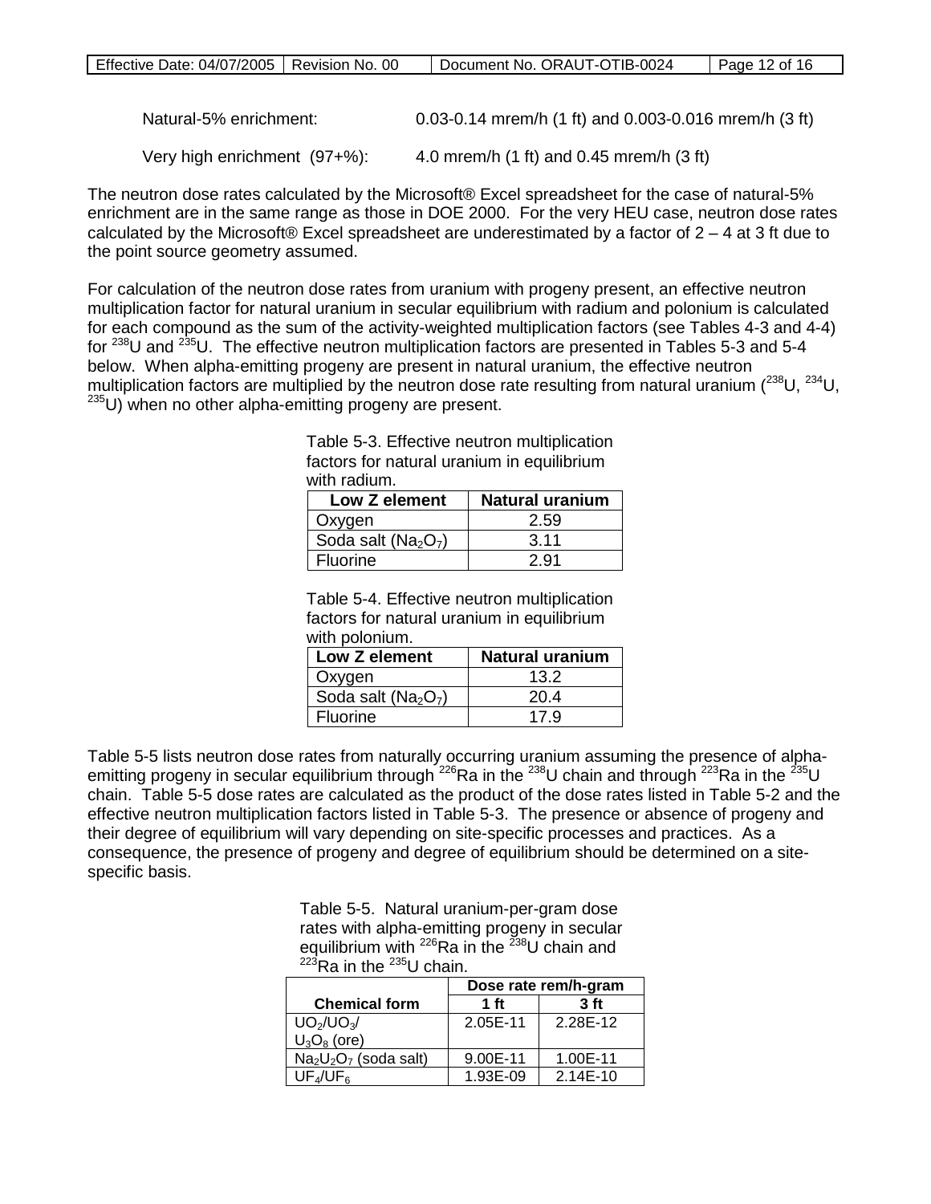Natural-5% enrichment: 0.03-0.14 mrem/h (1 ft) and 0.003-0.016 mrem/h (3 ft)

Very high enrichment (97+%): 4.0 mrem/h (1 ft) and 0.45 mrem/h (3 ft)

The neutron dose rates calculated by the Microsoft® Excel spreadsheet for the case of natural-5% enrichment are in the same range as those in DOE 2000. For the very HEU case, neutron dose rates calculated by the Microsoft® Excel spreadsheet are underestimated by a factor of 2 – 4 at 3 ft due to the point source geometry assumed.

For calculation of the neutron dose rates from uranium with progeny present, an effective neutron multiplication factor for natural uranium in secular equilibrium with radium and polonium is calculated for each compound as the sum of the activity-weighted multiplication factors (see Tables 4-3 and 4-4) for $^{238}U$ and $^{235}U$. The effective neutron multiplication factors are presented in Tables 5-3 and 5-4 below. When alpha-emitting progeny are present in natural uranium, the effective neutron multiplication factors are multiplied by the neutron dose rate resulting from natural uranium ($^{238}U$, $^{234}U$, $^{235}U$) when no other alpha-emitting progeny are present.

Table 5-3. Effective neutron multiplication factors for natural uranium in equilibrium with radium.

| Low Z element | Natural uranium |
|---|---|
| Oxygen | 2.59 |
| Soda salt ($Na_2O_7$) | 3.11 |
| Fluorine | 2.91 |

Table 5-4. Effective neutron multiplication factors for natural uranium in equilibrium with polonium.

| Low Z element | Natural uranium |
|---|---|
| Oxygen | 13.2 |
| Soda salt ($Na_2O_7$) | 20.4 |
| Fluorine | 17.9 |

Table 5-5 lists neutron dose rates from naturally occurring uranium assuming the presence of alpha-emitting progeny in secular equilibrium through $^{226}Ra$ in the $^{238}U$ chain and through $^{223}Ra$ in the $^{235}U$ chain. Table 5-5 dose rates are calculated as the product of the dose rates listed in Table 5-2 and the effective neutron multiplication factors listed in Table 5-3. The presence or absence of progeny and their degree of equilibrium will vary depending on site-specific processes and practices. As a consequence, the presence of progeny and degree of equilibrium should be determined on a site-specific basis.

Table 5-5. Natural uranium-per-gram dose rates with alpha-emitting progeny in secular equilibrium with $^{226}Ra$ in the $^{238}U$ chain and $^{223}Ra$ in the $^{235}U$ chain.

| | Dose rate rem/h-gram | |
|---|---|---|
| Chemical form | 1 ft | 3 ft |
| $UO_2/UO_3/$ $U_3O_8$ (ore) | 2.05E-11 | 2.28E-12 |
| $Na_2U_2O_7$ (soda salt) | 9.00E-11 | 1.00E-11 |
| $UF_4/UF_6$ | 1.93E-09 | 2.14E-10 |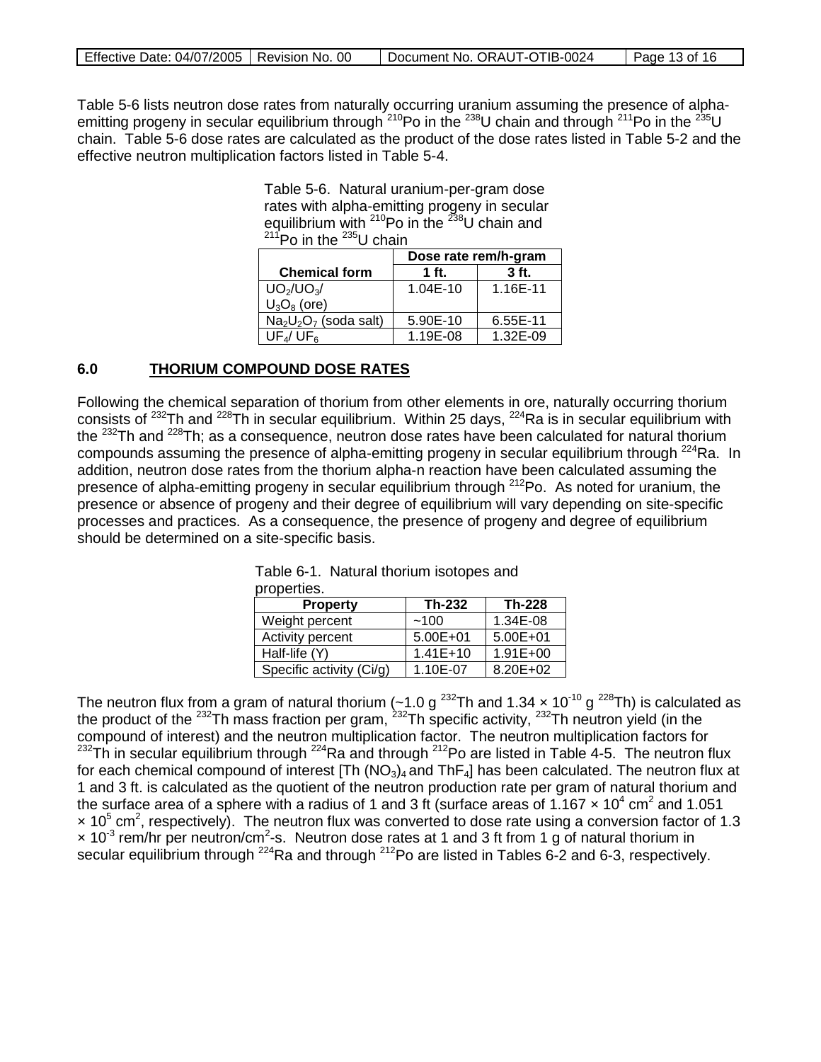Table 5-6 lists neutron dose rates from naturally occurring uranium assuming the presence of alpha-emitting progeny in secular equilibrium through $^{210}$Po in the $^{238}$U chain and through $^{211}$Po in the $^{235}$U chain. Table 5-6 dose rates are calculated as the product of the dose rates listed in Table 5-2 and the effective neutron multiplication factors listed in Table 5-4.

Table 5-6. Natural uranium-per-gram dose rates with alpha-emitting progeny in secular equilibrium with $^{210}$Po in the $^{238}$U chain and $^{211}$Po in the $^{235}$U chain

| Chemical form | Dose rate rem/h-gram | |
|---|---|---|
| | 1 ft. | 3 ft. |
| $UO_2$/$UO_3$/ $U_3O_8$ (ore) | 1.04E-10 | 1.16E-11 |
| $Na_2U_2O_7$ (soda salt) | 5.90E-10 | 6.55E-11 |
| $UF_4$/ $UF_6$ | 1.19E-08 | 1.32E-09 |

## 6.0 THORIUM COMPOUND DOSE RATES

Following the chemical separation of thorium from other elements in ore, naturally occurring thorium consists of $^{232}$Th and $^{228}$Th in secular equilibrium. Within 25 days, $^{224}$Ra is in secular equilibrium with the $^{232}$Th and $^{228}$Th; as a consequence, neutron dose rates have been calculated for natural thorium compounds assuming the presence of alpha-emitting progeny in secular equilibrium through $^{224}$Ra. In addition, neutron dose rates from the thorium alpha-n reaction have been calculated assuming the presence of alpha-emitting progeny in secular equilibrium through $^{212}$Po. As noted for uranium, the presence or absence of progeny and their degree of equilibrium will vary depending on site-specific processes and practices. As a consequence, the presence of progeny and degree of equilibrium should be determined on a site-specific basis.

Table 6-1. Natural thorium isotopes and properties.

| Property | Th-232 | Th-228 |
|---|---|---|
| Weight percent | ~100 | 1.34E-08 |
| Activity percent | 5.00E+01 | 5.00E+01 |
| Half-life (Y) | 1.41E+10 | 1.91E+00 |
| Specific activity (Ci/g) | 1.10E-07 | 8.20E+02 |

The neutron flux from a gram of natural thorium (~1.0 g $^{232}$Th and $1.34 \times 10^{-10}$ g $^{228}$Th) is calculated as the product of the $^{232}$Th mass fraction per gram, $^{232}$Th specific activity, $^{232}$Th neutron yield (in the compound of interest) and the neutron multiplication factor. The neutron multiplication factors for $^{232}$Th in secular equilibrium through $^{224}$Ra and through $^{212}$Po are listed in Table 4-5. The neutron flux for each chemical compound of interest [Th $(NO_3)_4$ and $ThF_4$] has been calculated. The neutron flux at 1 and 3 ft. is calculated as the quotient of the neutron production rate per gram of natural thorium and the surface area of a sphere with a radius of 1 and 3 ft (surface areas of $1.167 \times 10^4$ cm$^2$ and $1.051 \times 10^5$ cm$^2$, respectively). The neutron flux was converted to dose rate using a conversion factor of $1.3 \times 10^{-3}$ rem/hr per neutron/cm$^2$-s. Neutron dose rates at 1 and 3 ft from 1 g of natural thorium in secular equilibrium through $^{224}$Ra and through $^{212}$Po are listed in Tables 6-2 and 6-3, respectively.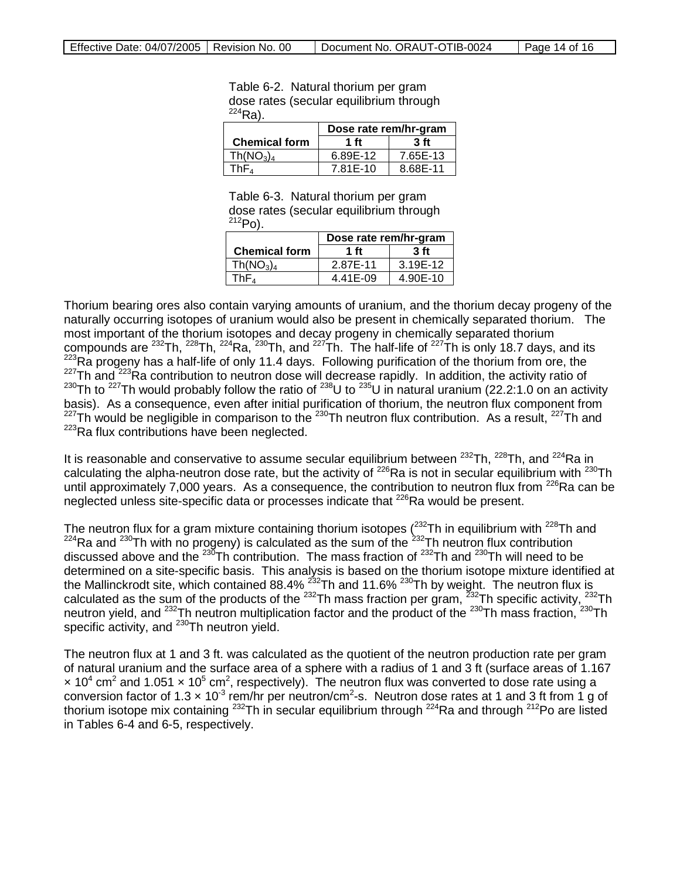Table 6-2. Natural thorium per gram dose rates (secular equilibrium through $^{224}Ra$).

| Chemical form | Dose rate rem/hr-gram | |
|---|---|---|
| | 1 ft | 3 ft |
| $Th(NO_3)_4$ | 6.89E-12 | 7.65E-13 |
| $ThF_4$ | 7.81E-10 | 8.68E-11 |

Table 6-3. Natural thorium per gram dose rates (secular equilibrium through $^{212}Po$).

| Chemical form | Dose rate rem/hr-gram | |
|---|---|---|
| | 1 ft | 3 ft |
| $Th(NO_3)_4$ | 2.87E-11 | 3.19E-12 |
| $ThF_4$ | 4.41E-09 | 4.90E-10 |

Thorium bearing ores also contain varying amounts of uranium, and the thorium decay progeny of the naturally occurring isotopes of uranium would also be present in chemically separated thorium. The most important of the thorium isotopes and decay progeny in chemically separated thorium compounds are $^{232}Th$, $^{228}Th$, $^{224}Ra$, $^{230}Th$, and $^{227}Th$. The half-life of $^{227}Th$ is only 18.7 days, and its $^{223}Ra$ progeny has a half-life of only 11.4 days. Following purification of the thorium from ore, the $^{227}Th$ and $^{223}Ra$ contribution to neutron dose will decrease rapidly. In addition, the activity ratio of $^{230}Th$ to $^{227}Th$ would probably follow the ratio of $^{238}U$ to $^{235}U$ in natural uranium (22.2:1.0 on an activity basis). As a consequence, even after initial purification of thorium, the neutron flux component from $^{227}Th$ would be negligible in comparison to the $^{230}Th$ neutron flux contribution. As a result, $^{227}Th$ and $^{223}Ra$ flux contributions have been neglected.

It is reasonable and conservative to assume secular equilibrium between $^{232}Th$, $^{228}Th$, and $^{224}Ra$ in calculating the alpha-neutron dose rate, but the activity of $^{226}Ra$ is not in secular equilibrium with $^{230}Th$ until approximately 7,000 years. As a consequence, the contribution to neutron flux from $^{226}Ra$ can be neglected unless site-specific data or processes indicate that $^{226}Ra$ would be present.

The neutron flux for a gram mixture containing thorium isotopes ($^{232}Th$ in equilibrium with $^{228}Th$ and $^{224}Ra$ and $^{230}Th$ with no progeny) is calculated as the sum of the $^{232}Th$ neutron flux contribution discussed above and the $^{230}Th$ contribution. The mass fraction of $^{232}Th$ and $^{230}Th$ will need to be determined on a site-specific basis. This analysis is based on the thorium isotope mixture identified at the Mallinckrodt site, which contained 88.4% $^{232}Th$ and 11.6% $^{230}Th$ by weight. The neutron flux is calculated as the sum of the products of the $^{232}Th$ mass fraction per gram, $^{232}Th$ specific activity, $^{232}Th$ neutron yield, and $^{232}Th$ neutron multiplication factor and the product of the $^{230}Th$ mass fraction, $^{230}Th$ specific activity, and $^{230}Th$ neutron yield.

The neutron flux at 1 and 3 ft. was calculated as the quotient of the neutron production rate per gram of natural uranium and the surface area of a sphere with a radius of 1 and 3 ft (surface areas of $1.167 \times 10^4$ cm$^2$ and $1.051 \times 10^5$ cm$^2$, respectively). The neutron flux was converted to dose rate using a conversion factor of $1.3 \times 10^{-3}$ rem/hr per neutron/cm$^2$-s. Neutron dose rates at 1 and 3 ft from 1 g of thorium isotope mix containing $^{232}Th$ in secular equilibrium through $^{224}Ra$ and through $^{212}Po$ are listed in Tables 6-4 and 6-5, respectively.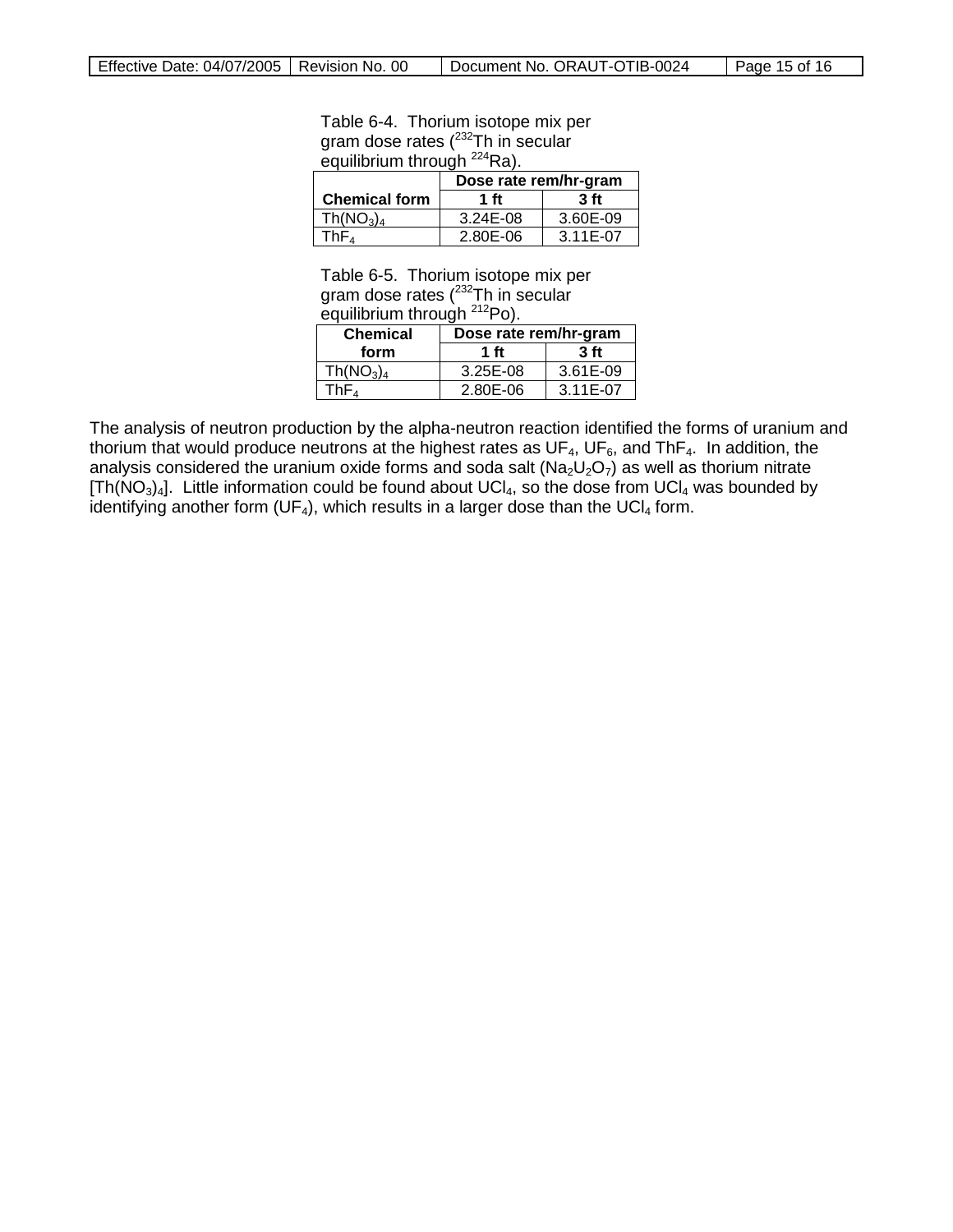Table 6-4. Thorium isotope mix per gram dose rates ($^{232}Th$ in secular equilibrium through $^{224}Ra$).

| Chemical form | Dose rate rem/hr-gram | |
|---|---|---|
| | 1 ft | 3 ft |
| $Th(NO_3)_4$ | 3.24E-08 | 3.60E-09 |
| $ThF_4$ | 2.80E-06 | 3.11E-07 |

Table 6-5. Thorium isotope mix per gram dose rates ($^{232}Th$ in secular equilibrium through $^{212}Po$).

| Chemical form | Dose rate rem/hr-gram | |
|---|---|---|
| | 1 ft | 3 ft |
| $Th(NO_3)_4$ | 3.25E-08 | 3.61E-09 |
| $ThF_4$ | 2.80E-06 | 3.11E-07 |

The analysis of neutron production by the alpha-neutron reaction identified the forms of uranium and thorium that would produce neutrons at the highest rates as $UF_4$, $UF_6$, and $ThF_4$. In addition, the analysis considered the uranium oxide forms and soda salt ($Na_2U_2O_7$) as well as thorium nitrate [$Th(NO_3)_4$]. Little information could be found about $UCl_4$, so the dose from $UCl_4$ was bounded by identifying another form ($UF_4$), which results in a larger dose than the $UCl_4$ form.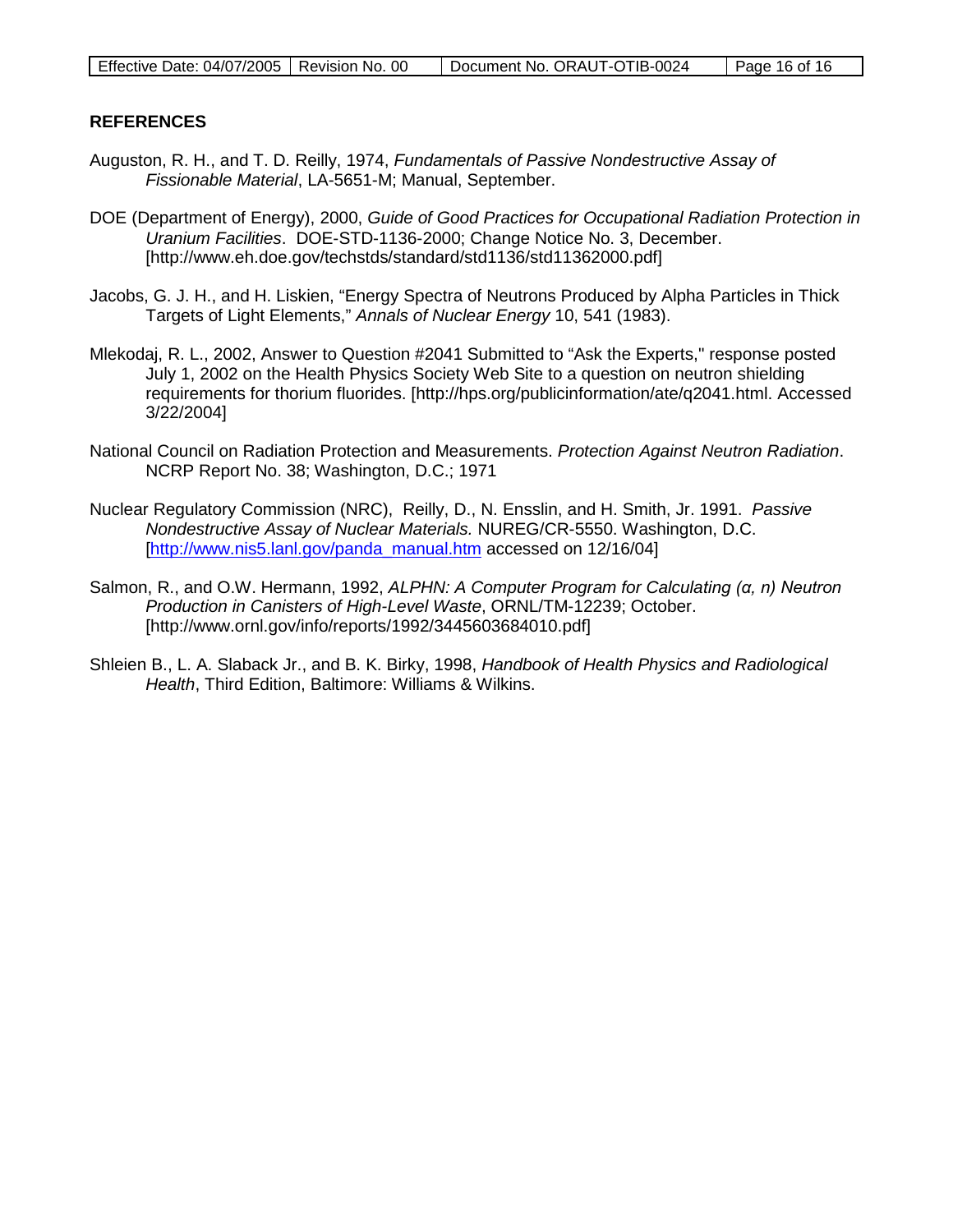## REFERENCES

Auguston, R. H., and T. D. Reilly, 1974, *Fundamentals of Passive Nondestructive Assay of Fissionable Material*, LA-5651-M; Manual, September.

DOE (Department of Energy), 2000, *Guide of Good Practices for Occupational Radiation Protection in Uranium Facilities*. DOE-STD-1136-2000; Change Notice No. 3, December. [http://www.eh.doe.gov/techstds/standard/std1136/std11362000.pdf]

Jacobs, G. J. H., and H. Liskien, "Energy Spectra of Neutrons Produced by Alpha Particles in Thick Targets of Light Elements," *Annals of Nuclear Energy* 10, 541 (1983).

Mlekodaj, R. L., 2002, Answer to Question #2041 Submitted to "Ask the Experts," response posted July 1, 2002 on the Health Physics Society Web Site to a question on neutron shielding requirements for thorium fluorides. [http://hps.org/publicinformation/ate/q2041.html. Accessed 3/22/2004]

National Council on Radiation Protection and Measurements. *Protection Against Neutron Radiation*. NCRP Report No. 38; Washington, D.C.; 1971

Nuclear Regulatory Commission (NRC), Reilly, D., N. Ensslin, and H. Smith, Jr. 1991. *Passive Nondestructive Assay of Nuclear Materials.* NUREG/CR-5550. Washington, D.C. [http://www.nis5.lanl.gov/panda_manual.htm accessed on 12/16/04]

Salmon, R., and O.W. Hermann, 1992, *ALPHN: A Computer Program for Calculating (α, n) Neutron Production in Canisters of High-Level Waste*, ORNL/TM-12239; October. [http://www.ornl.gov/info/reports/1992/3445603684010.pdf]

Shleien B., L. A. Slaback Jr., and B. K. Birky, 1998, *Handbook of Health Physics and Radiological Health*, Third Edition, Baltimore: Williams & Wilkins.